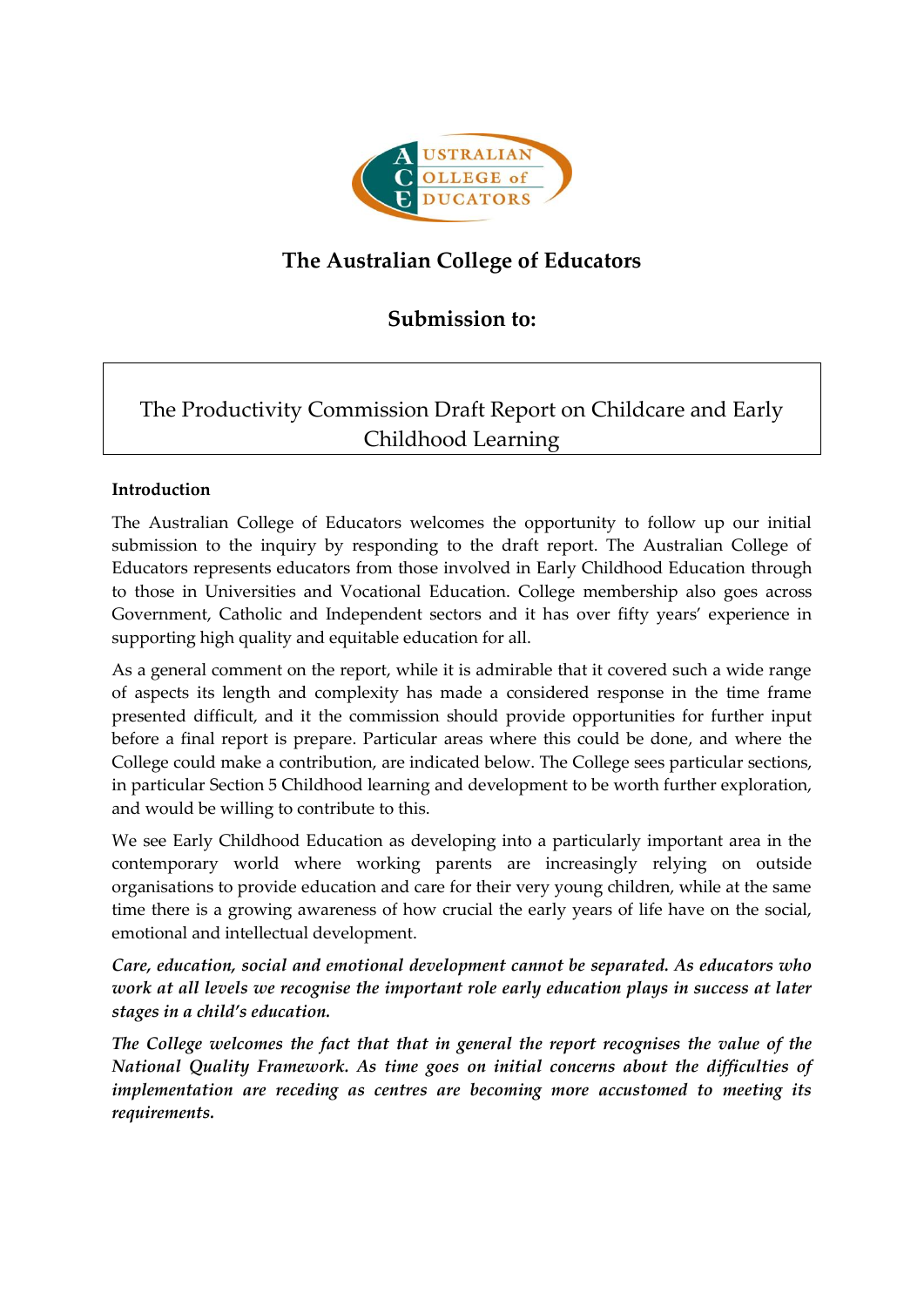# The Australian College of Educators

## Submission to:

The Productivity Commission Draft Report on Childcare and Early Childhood Learning

**Introduction**

The Australian College of Educators welcomes the opportunity to follow up our initial submission to the inquiry by responding to the draft report. The Australian College of Educators represents educators from those involved in Early Childhood Education through to those in Universities and Vocational Education. College membership also goes across Government, Catholic and Independent sectors and it has over fifty years' experience in supporting high quality and equitable education for all.

As a general comment on the report, while it is admirable that it covered such a wide range of aspects its length and complexity has made a considered response in the time frame presented difficult, and it the commission should provide opportunities for further input before a final report is prepare. Particular areas where this could be done, and where the College could make a contribution, are indicated below. The College sees particular sections, in particular Section 5 Childhood learning and development to be worth further exploration, and would be willing to contribute to this.

We see Early Childhood Education as developing into a particularly important area in the contemporary world where working parents are increasingly relying on outside organisations to provide education and care for their very young children, while at the same time there is a growing awareness of how crucial the early years of life have on the social, emotional and intellectual development.

***Care, education, social and emotional development cannot be separated. As educators who work at all levels we recognise the important role early education plays in success at later stages in a child's education.***

***The College welcomes the fact that that in general the report recognises the value of the National Quality Framework. As time goes on initial concerns about the difficulties of implementation are receding as centres are becoming more accustomed to meeting its requirements.***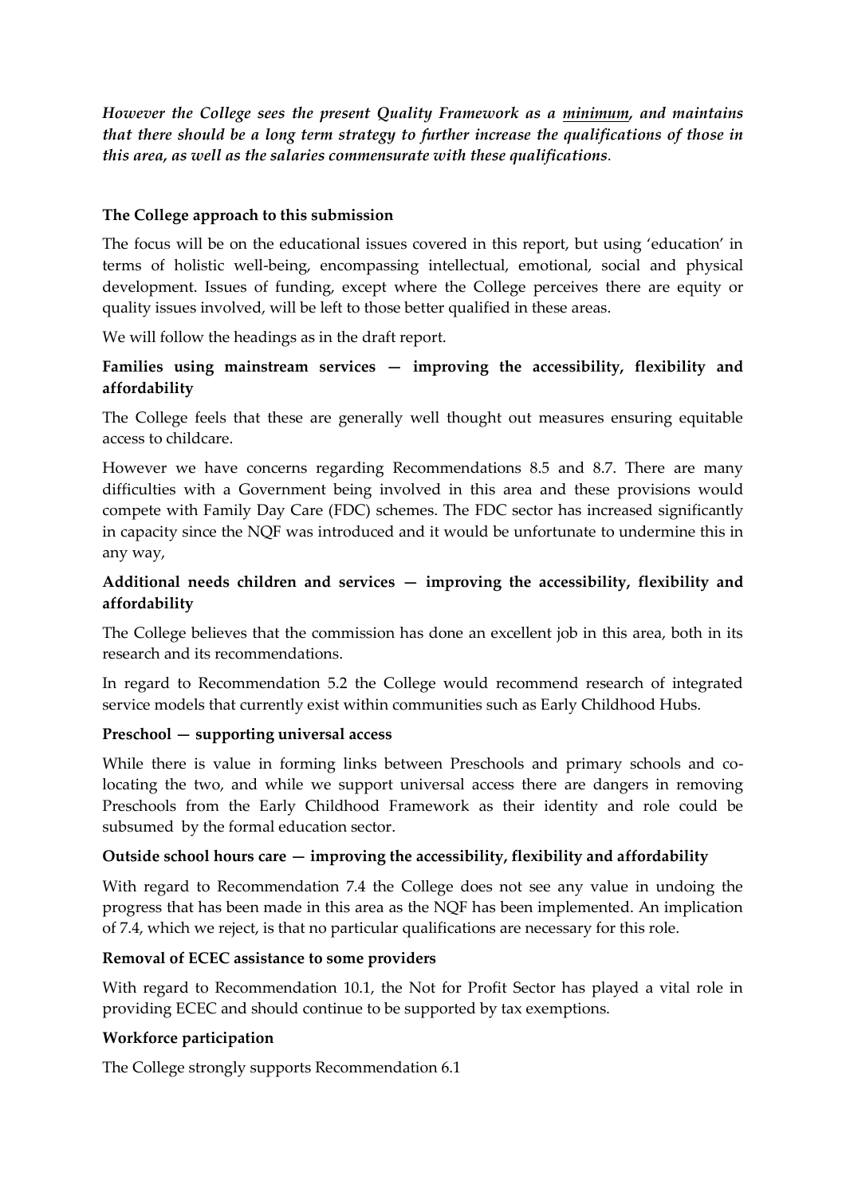***However the College sees the present Quality Framework as a minimum, and maintains that there should be a long term strategy to further increase the qualifications of those in this area, as well as the salaries commensurate with these qualifications.***

**The College approach to this submission**

The focus will be on the educational issues covered in this report, but using 'education' in terms of holistic well-being, encompassing intellectual, emotional, social and physical development. Issues of funding, except where the College perceives there are equity or quality issues involved, will be left to those better qualified in these areas.

We will follow the headings as in the draft report.

**Families using mainstream services — improving the accessibility, flexibility and affordability**

The College feels that these are generally well thought out measures ensuring equitable access to childcare.

However we have concerns regarding Recommendations 8.5 and 8.7. There are many difficulties with a Government being involved in this area and these provisions would compete with Family Day Care (FDC) schemes. The FDC sector has increased significantly in capacity since the NQF was introduced and it would be unfortunate to undermine this in any way,

**Additional needs children and services — improving the accessibility, flexibility and affordability**

The College believes that the commission has done an excellent job in this area, both in its research and its recommendations.

In regard to Recommendation 5.2 the College would recommend research of integrated service models that currently exist within communities such as Early Childhood Hubs.

**Preschool — supporting universal access**

While there is value in forming links between Preschools and primary schools and co-locating the two, and while we support universal access there are dangers in removing Preschools from the Early Childhood Framework as their identity and role could be subsumed by the formal education sector.

**Outside school hours care — improving the accessibility, flexibility and affordability**

With regard to Recommendation 7.4 the College does not see any value in undoing the progress that has been made in this area as the NQF has been implemented. An implication of 7.4, which we reject, is that no particular qualifications are necessary for this role.

**Removal of ECEC assistance to some providers**

With regard to Recommendation 10.1, the Not for Profit Sector has played a vital role in providing ECEC and should continue to be supported by tax exemptions.

**Workforce participation**

The College strongly supports Recommendation 6.1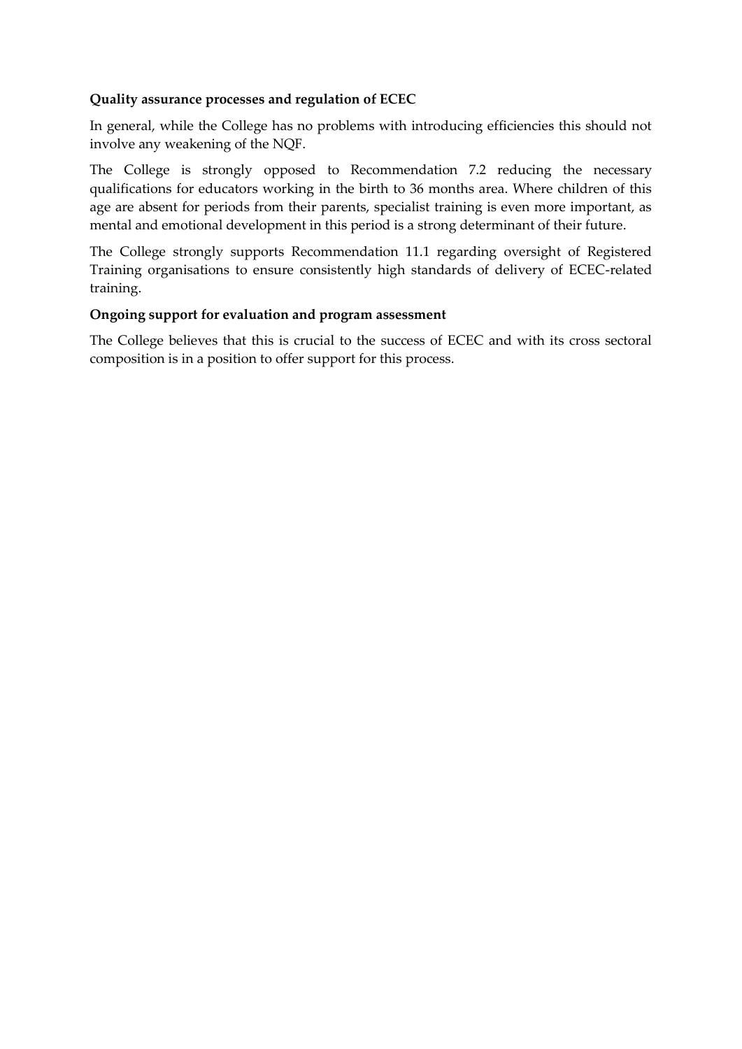**Quality assurance processes and regulation of ECEC**

In general, while the College has no problems with introducing efficiencies this should not involve any weakening of the NQF.

The College is strongly opposed to Recommendation 7.2 reducing the necessary qualifications for educators working in the birth to 36 months area. Where children of this age are absent for periods from their parents, specialist training is even more important, as mental and emotional development in this period is a strong determinant of their future.

The College strongly supports Recommendation 11.1 regarding oversight of Registered Training organisations to ensure consistently high standards of delivery of ECEC-related training.

**Ongoing support for evaluation and program assessment**

The College believes that this is crucial to the success of ECEC and with its cross sectoral composition is in a position to offer support for this process.